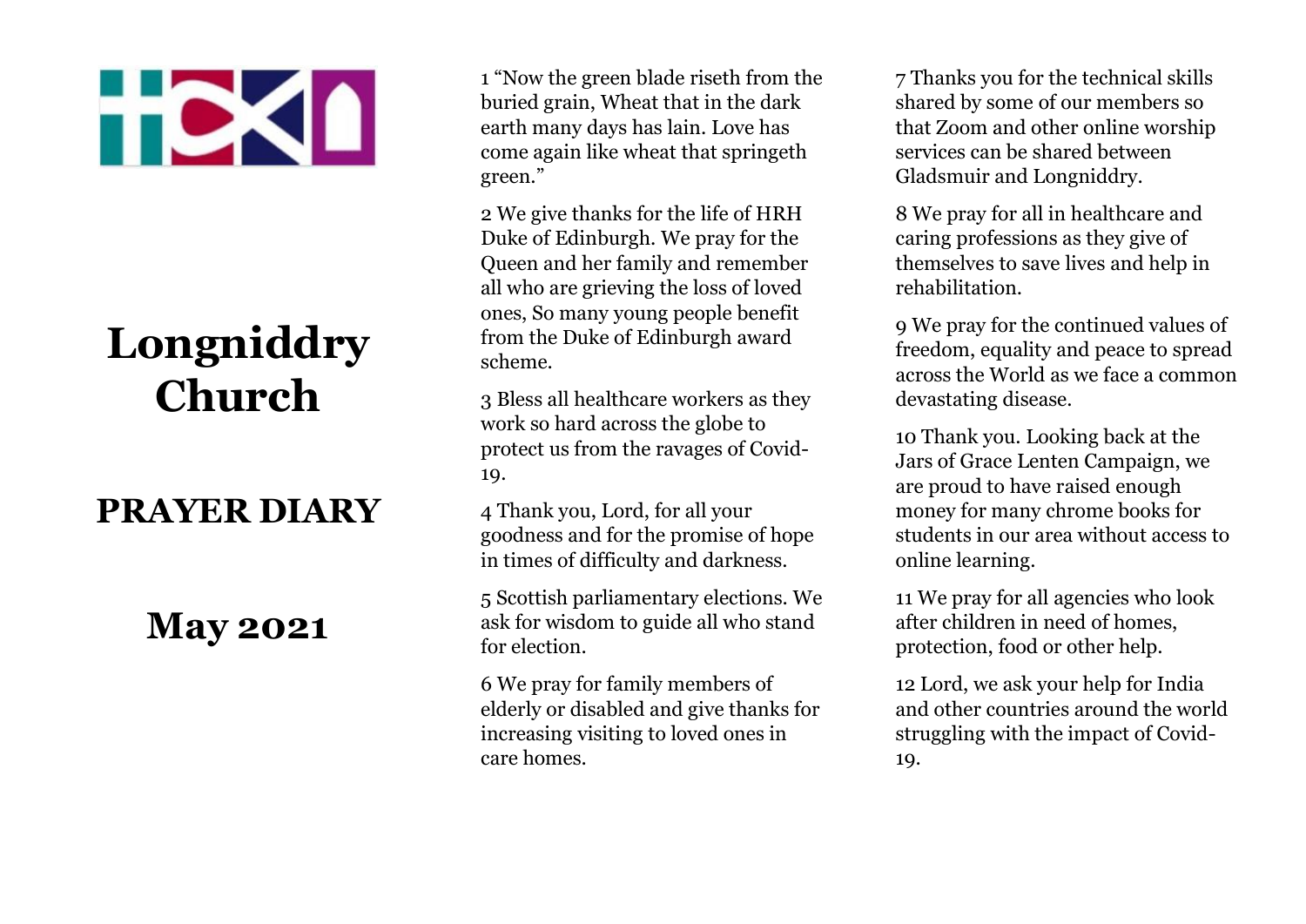# Longniddry Church

## PRAYER DIARY

## May 2021

1 "Now the green blade riseth from the buried grain, Wheat that in the dark earth many days has lain. Love has come again like wheat that springeth green."

2 We give thanks for the life of HRH Duke of Edinburgh. We pray for the Queen and her family and remember all who are grieving the loss of loved ones, So many young people benefit from the Duke of Edinburgh award scheme.

3 Bless all healthcare workers as they work so hard across the globe to protect us from the ravages of Covid-19.

4 Thank you, Lord, for all your goodness and for the promise of hope in times of difficulty and darkness.

5 Scottish parliamentary elections. We ask for wisdom to guide all who stand for election.

6 We pray for family members of elderly or disabled and give thanks for increasing visiting to loved ones in care homes.

7 Thanks you for the technical skills shared by some of our members so that Zoom and other online worship services can be shared between Gladsmuir and Longniddry.

8 We pray for all in healthcare and caring professions as they give of themselves to save lives and help in rehabilitation.

9 We pray for the continued values of freedom, equality and peace to spread across the World as we face a common devastating disease.

10 Thank you. Looking back at the Jars of Grace Lenten Campaign, we are proud to have raised enough money for many chrome books for students in our area without access to online learning.

11 We pray for all agencies who look after children in need of homes, protection, food or other help.

12 Lord, we ask your help for India and other countries around the world struggling with the impact of Covid-19.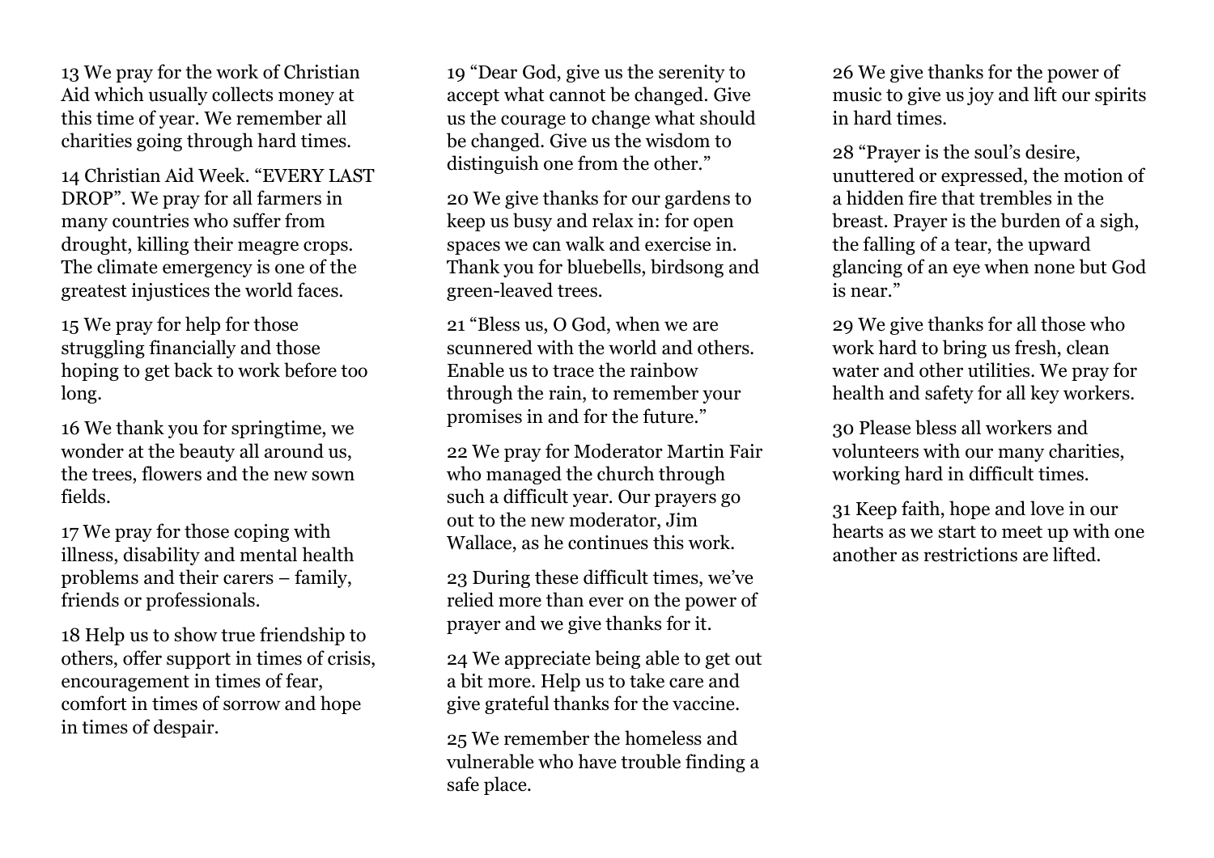13 We pray for the work of Christian Aid which usually collects money at this time of year. We remember all charities going through hard times.

14 Christian Aid Week. "EVERY LAST DROP". We pray for all farmers in many countries who suffer from drought, killing their meagre crops. The climate emergency is one of the greatest injustices the world faces.

15 We pray for help for those struggling financially and those hoping to get back to work before too long.

16 We thank you for springtime, we wonder at the beauty all around us, the trees, flowers and the new sown fields.

17 We pray for those coping with illness, disability and mental health problems and their carers – family, friends or professionals.

18 Help us to show true friendship to others, offer support in times of crisis, encouragement in times of fear, comfort in times of sorrow and hope in times of despair.

19 "Dear God, give us the serenity to accept what cannot be changed. Give us the courage to change what should be changed. Give us the wisdom to distinguish one from the other."

20 We give thanks for our gardens to keep us busy and relax in: for open spaces we can walk and exercise in. Thank you for bluebells, birdsong and green-leaved trees.

21 "Bless us, O God, when we are scunnered with the world and others. Enable us to trace the rainbow through the rain, to remember your promises in and for the future."

22 We pray for Moderator Martin Fair who managed the church through such a difficult year. Our prayers go out to the new moderator, Jim Wallace, as he continues this work.

23 During these difficult times, we've relied more than ever on the power of prayer and we give thanks for it.

24 We appreciate being able to get out a bit more. Help us to take care and give grateful thanks for the vaccine.

25 We remember the homeless and vulnerable who have trouble finding a safe place.

26 We give thanks for the power of music to give us joy and lift our spirits in hard times.

28 "Prayer is the soul's desire, unuttered or expressed, the motion of a hidden fire that trembles in the breast. Prayer is the burden of a sigh, the falling of a tear, the upward glancing of an eye when none but God is near."

29 We give thanks for all those who work hard to bring us fresh, clean water and other utilities. We pray for health and safety for all key workers.

30 Please bless all workers and volunteers with our many charities, working hard in difficult times.

31 Keep faith, hope and love in our hearts as we start to meet up with one another as restrictions are lifted.